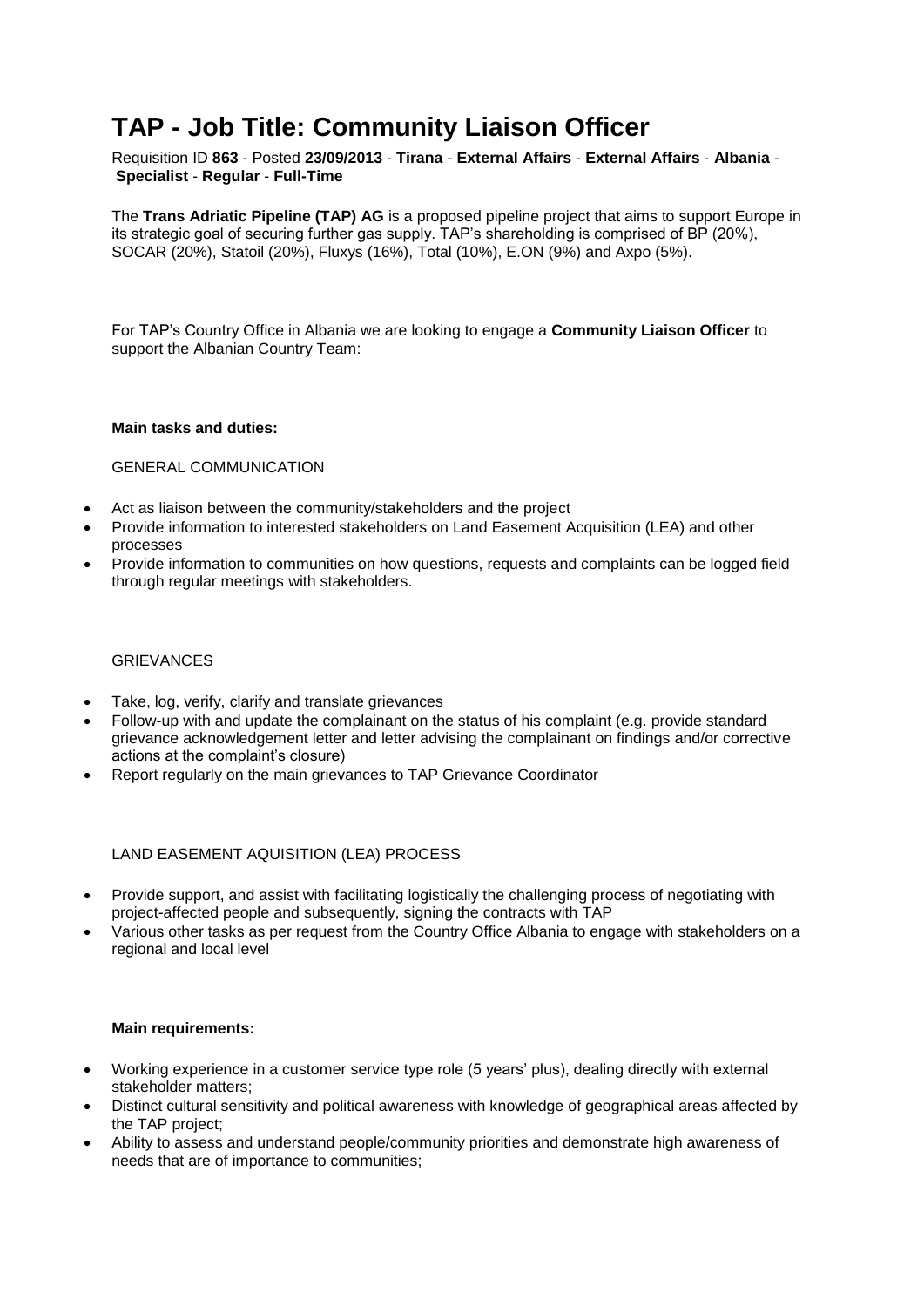# TAP - Job Title: Community Liaison Officer

Requisition ID **863** - Posted **23/09/2013** - **Tirana** - **External Affairs** - **External Affairs** - **Albania** - **Specialist** - **Regular** - **Full-Time**

The **Trans Adriatic Pipeline (TAP) AG** is a proposed pipeline project that aims to support Europe in its strategic goal of securing further gas supply. TAP's shareholding is comprised of BP (20%), SOCAR (20%), Statoil (20%), Fluxys (16%), Total (10%), E.ON (9%) and Axpo (5%).

For TAP's Country Office in Albania we are looking to engage a **Community Liaison Officer** to support the Albanian Country Team:

**Main tasks and duties:**

GENERAL COMMUNICATION

- Act as liaison between the community/stakeholders and the project
- Provide information to interested stakeholders on Land Easement Acquisition (LEA) and other processes
- Provide information to communities on how questions, requests and complaints can be logged field through regular meetings with stakeholders.

GRIEVANCES

- Take, log, verify, clarify and translate grievances
- Follow-up with and update the complainant on the status of his complaint (e.g. provide standard grievance acknowledgement letter and letter advising the complainant on findings and/or corrective actions at the complaint's closure)
- Report regularly on the main grievances to TAP Grievance Coordinator

LAND EASEMENT AQUISITION (LEA) PROCESS

- Provide support, and assist with facilitating logistically the challenging process of negotiating with project-affected people and subsequently, signing the contracts with TAP
- Various other tasks as per request from the Country Office Albania to engage with stakeholders on a regional and local level

**Main requirements:**

- Working experience in a customer service type role (5 years' plus), dealing directly with external stakeholder matters;
- Distinct cultural sensitivity and political awareness with knowledge of geographical areas affected by the TAP project;
- Ability to assess and understand people/community priorities and demonstrate high awareness of needs that are of importance to communities;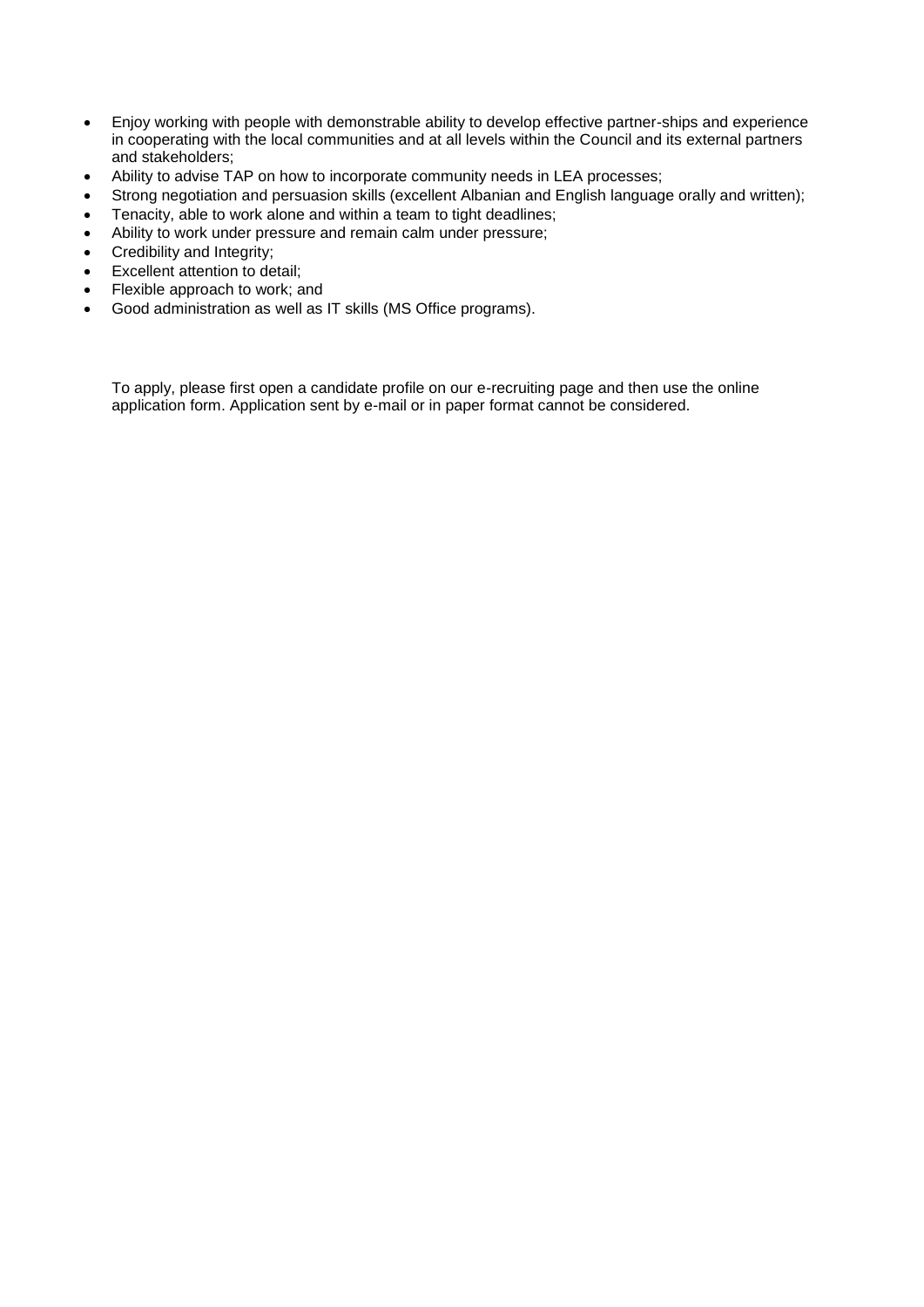- Enjoy working with people with demonstrable ability to develop effective partner-ships and experience in cooperating with the local communities and at all levels within the Council and its external partners and stakeholders;
- Ability to advise TAP on how to incorporate community needs in LEA processes;
- Strong negotiation and persuasion skills (excellent Albanian and English language orally and written);
- Tenacity, able to work alone and within a team to tight deadlines;
- Ability to work under pressure and remain calm under pressure;
- Credibility and Integrity;
- Excellent attention to detail;
- Flexible approach to work; and
- Good administration as well as IT skills (MS Office programs).

To apply, please first open a candidate profile on our e-recruiting page and then use the online application form. Application sent by e-mail or in paper format cannot be considered.